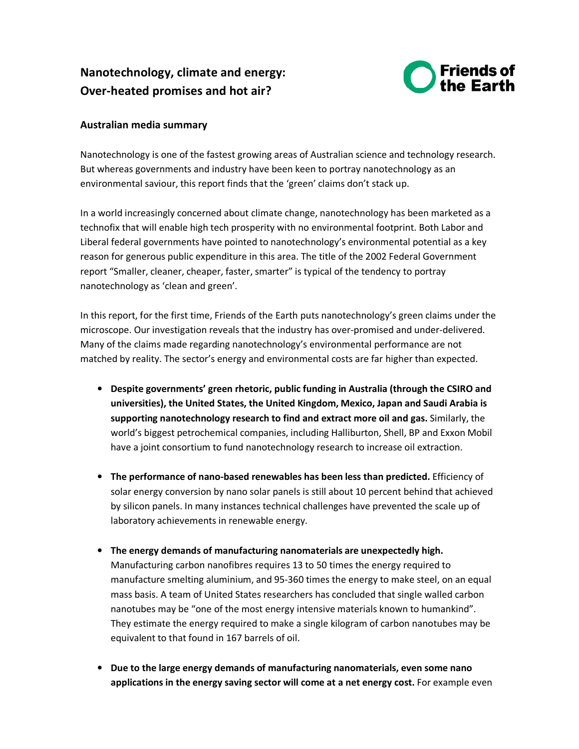# Nanotechnology, climate and energy: Over-heated promises and hot air?

Friends of the Earth

## Australian media summary

Nanotechnology is one of the fastest growing areas of Australian science and technology research. But whereas governments and industry have been keen to portray nanotechnology as an environmental saviour, this report finds that the 'green' claims don't stack up.

In a world increasingly concerned about climate change, nanotechnology has been marketed as a technofix that will enable high tech prosperity with no environmental footprint. Both Labor and Liberal federal governments have pointed to nanotechnology's environmental potential as a key reason for generous public expenditure in this area. The title of the 2002 Federal Government report "Smaller, cleaner, cheaper, faster, smarter" is typical of the tendency to portray nanotechnology as 'clean and green'.

In this report, for the first time, Friends of the Earth puts nanotechnology's green claims under the microscope. Our investigation reveals that the industry has over-promised and under-delivered. Many of the claims made regarding nanotechnology's environmental performance are not matched by reality. The sector's energy and environmental costs are far higher than expected.

- **Despite governments' green rhetoric, public funding in Australia (through the CSIRO and universities), the United States, the United Kingdom, Mexico, Japan and Saudi Arabia is supporting nanotechnology research to find and extract more oil and gas.** Similarly, the world's biggest petrochemical companies, including Halliburton, Shell, BP and Exxon Mobil have a joint consortium to fund nanotechnology research to increase oil extraction.

- **The performance of nano-based renewables has been less than predicted.** Efficiency of solar energy conversion by nano solar panels is still about 10 percent behind that achieved by silicon panels. In many instances technical challenges have prevented the scale up of laboratory achievements in renewable energy.

- **The energy demands of manufacturing nanomaterials are unexpectedly high.** Manufacturing carbon nanofibres requires 13 to 50 times the energy required to manufacture smelting aluminium, and 95-360 times the energy to make steel, on an equal mass basis. A team of United States researchers has concluded that single walled carbon nanotubes may be "one of the most energy intensive materials known to humankind". They estimate the energy required to make a single kilogram of carbon nanotubes may be equivalent to that found in 167 barrels of oil.

- **Due to the large energy demands of manufacturing nanomaterials, even some nano applications in the energy saving sector will come at a net energy cost.** For example even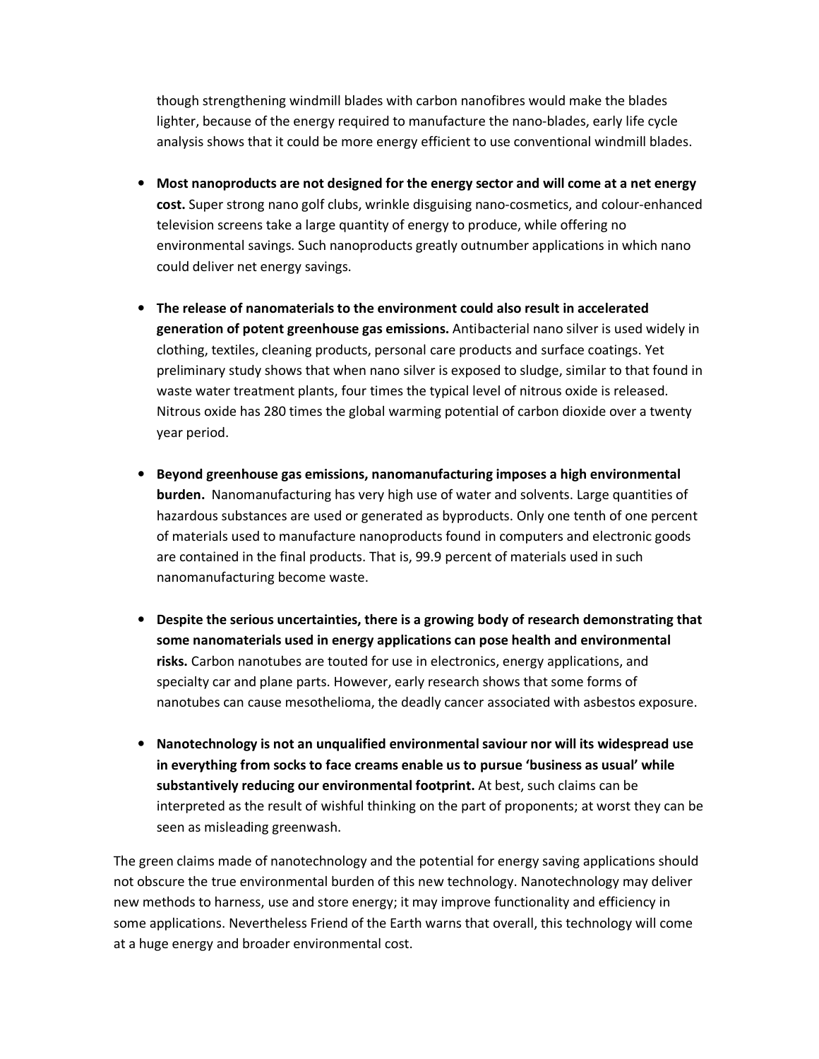though strengthening windmill blades with carbon nanofibres would make the blades lighter, because of the energy required to manufacture the nano-blades, early life cycle analysis shows that it could be more energy efficient to use conventional windmill blades.

- **Most nanoproducts are not designed for the energy sector and will come at a net energy cost.** Super strong nano golf clubs, wrinkle disguising nano-cosmetics, and colour-enhanced television screens take a large quantity of energy to produce, while offering no environmental savings. Such nanoproducts greatly outnumber applications in which nano could deliver net energy savings.

- **The release of nanomaterials to the environment could also result in accelerated generation of potent greenhouse gas emissions.** Antibacterial nano silver is used widely in clothing, textiles, cleaning products, personal care products and surface coatings. Yet preliminary study shows that when nano silver is exposed to sludge, similar to that found in waste water treatment plants, four times the typical level of nitrous oxide is released. Nitrous oxide has 280 times the global warming potential of carbon dioxide over a twenty year period.

- **Beyond greenhouse gas emissions, nanomanufacturing imposes a high environmental burden.** Nanomanufacturing has very high use of water and solvents. Large quantities of hazardous substances are used or generated as byproducts. Only one tenth of one percent of materials used to manufacture nanoproducts found in computers and electronic goods are contained in the final products. That is, 99.9 percent of materials used in such nanomanufacturing become waste.

- **Despite the serious uncertainties, there is a growing body of research demonstrating that some nanomaterials used in energy applications can pose health and environmental risks.** Carbon nanotubes are touted for use in electronics, energy applications, and specialty car and plane parts. However, early research shows that some forms of nanotubes can cause mesothelioma, the deadly cancer associated with asbestos exposure.

- **Nanotechnology is not an unqualified environmental saviour nor will its widespread use in everything from socks to face creams enable us to pursue 'business as usual' while substantively reducing our environmental footprint.** At best, such claims can be interpreted as the result of wishful thinking on the part of proponents; at worst they can be seen as misleading greenwash.

The green claims made of nanotechnology and the potential for energy saving applications should not obscure the true environmental burden of this new technology. Nanotechnology may deliver new methods to harness, use and store energy; it may improve functionality and efficiency in some applications. Nevertheless Friend of the Earth warns that overall, this technology will come at a huge energy and broader environmental cost.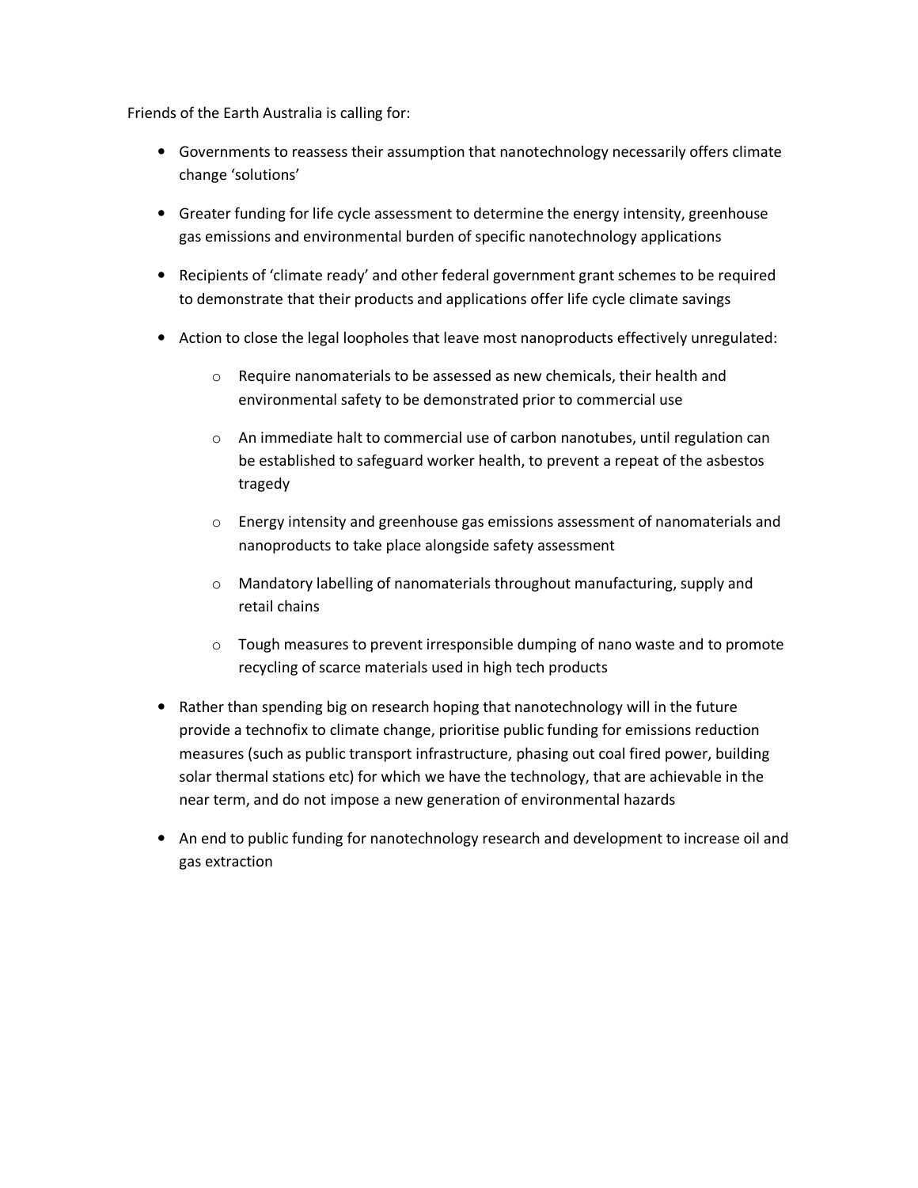Friends of the Earth Australia is calling for:

- Governments to reassess their assumption that nanotechnology necessarily offers climate change 'solutions'
- Greater funding for life cycle assessment to determine the energy intensity, greenhouse gas emissions and environmental burden of specific nanotechnology applications
- Recipients of 'climate ready' and other federal government grant schemes to be required to demonstrate that their products and applications offer life cycle climate savings
- Action to close the legal loopholes that leave most nanoproducts effectively unregulated:
    - Require nanomaterials to be assessed as new chemicals, their health and environmental safety to be demonstrated prior to commercial use
    - An immediate halt to commercial use of carbon nanotubes, until regulation can be established to safeguard worker health, to prevent a repeat of the asbestos tragedy
    - Energy intensity and greenhouse gas emissions assessment of nanomaterials and nanoproducts to take place alongside safety assessment
    - Mandatory labelling of nanomaterials throughout manufacturing, supply and retail chains
    - Tough measures to prevent irresponsible dumping of nano waste and to promote recycling of scarce materials used in high tech products
- Rather than spending big on research hoping that nanotechnology will in the future provide a technofix to climate change, prioritise public funding for emissions reduction measures (such as public transport infrastructure, phasing out coal fired power, building solar thermal stations etc) for which we have the technology, that are achievable in the near term, and do not impose a new generation of environmental hazards
- An end to public funding for nanotechnology research and development to increase oil and gas extraction